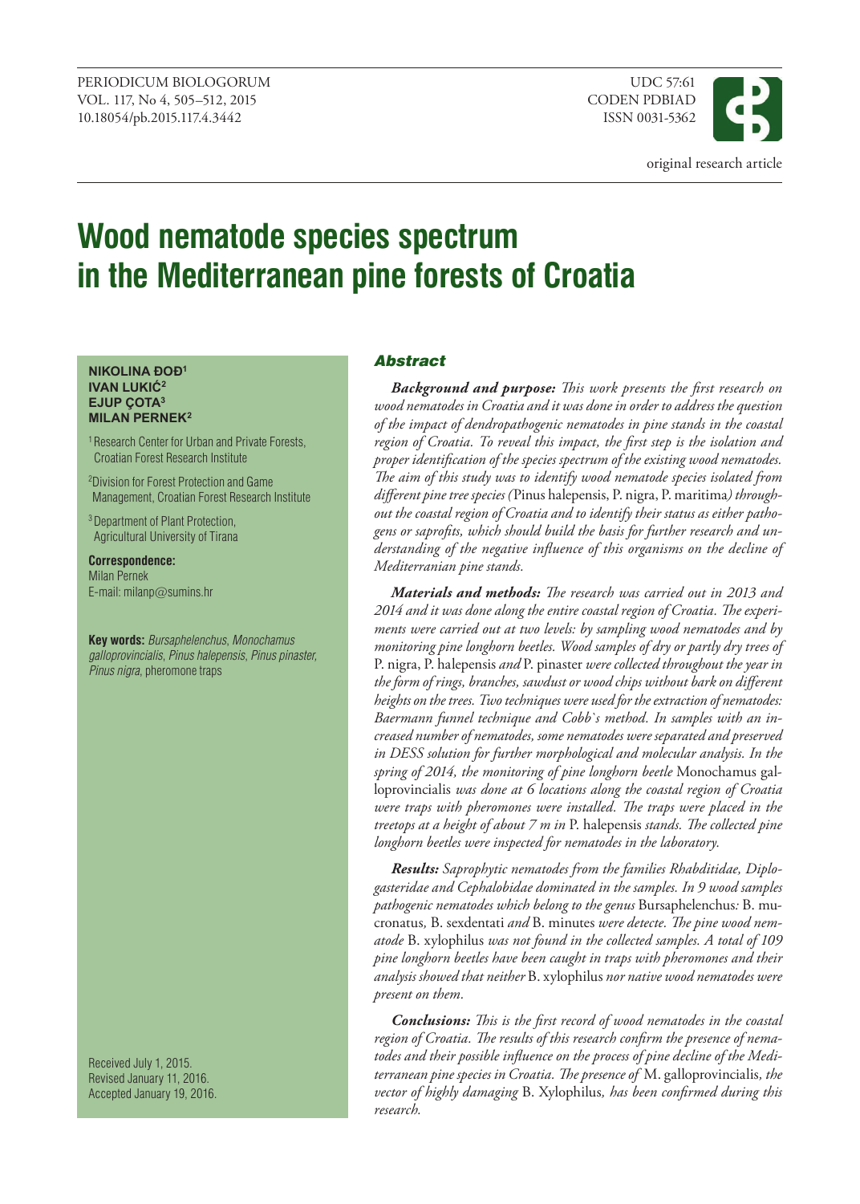original research article

# Wood nematode species spectrum in the Mediterranean pine forests of Croatia

**NIKOLINA ĐOĐ[1]**
**IVAN LUKIĆ[2]**
**EJUP ÇOTA[3]**
**MILAN PERNEK[2]**

[1] Research Center for Urban and Private Forests, Croatian Forest Research Institute

[2] Division for Forest Protection and Game Management, Croatian Forest Research Institute

[3] Department of Plant Protection, Agricultural University of Tirana

**Correspondence:**
Milan Pernek
E-mail: milanp@sumins.hr

**Key words:** *Bursaphelenchus*, *Monochamus galloprovincialis*, *Pinus halepensis*, *Pinus pinaster*, *Pinus nigra*, pheromone traps

Received July 1, 2015.
Revised January 11, 2016.
Accepted January 19, 2016.

## Abstract

***Background and purpose:*** *This work presents the first research on wood nematodes in Croatia and it was done in order to address the question of the impact of dendropathogenic nematodes in pine stands in the coastal region of Croatia. To reveal this impact, the first step is the isolation and proper identification of the species spectrum of the existing wood nematodes. The aim of this study was to identify wood nematode species isolated from different pine tree species (*Pinus halepensis, P. nigra, P. maritima*) throughout the coastal region of Croatia and to identify their status as either pathogens or saprofits, which should build the basis for further research and understanding of the negative influence of this organisms on the decline of Mediterranian pine stands.*

***Materials and methods:*** *The research was carried out in 2013 and 2014 and it was done along the entire coastal region of Croatia. The experiments were carried out at two levels: by sampling wood nematodes and by monitoring pine longhorn beetles. Wood samples of dry or partly dry trees of* P. nigra, P. halepensis *and* P. pinaster *were collected throughout the year in the form of rings, branches, sawdust or wood chips without bark on different heights on the trees. Two techniques were used for the extraction of nematodes: Baermann funnel technique and Cobb`s method. In samples with an increased number of nematodes, some nematodes were separated and preserved in DESS solution for further morphological and molecular analysis. In the spring of 2014, the monitoring of pine longhorn beetle* Monochamus galloprovincialis *was done at 6 locations along the coastal region of Croatia were traps with pheromones were installed. The traps were placed in the treetops at a height of about 7 m in* P. halepensis *stands. The collected pine longhorn beetles were inspected for nematodes in the laboratory.*

***Results:*** *Saprophytic nematodes from the families Rhabditidae, Diplogasteridae and Cephalobidae dominated in the samples. In 9 wood samples pathogenic nematodes which belong to the genus* Bursaphelenchus*:* B. mucronatus*,* B. sexdentati *and* B. minutes *were detecte. The pine wood nematode* B. xylophilus *was not found in the collected samples. A total of 109 pine longhorn beetles have been caught in traps with pheromones and their analysis showed that neither* B. xylophilus *nor native wood nematodes were present on them.*

***Conclusions:*** *This is the first record of wood nematodes in the coastal region of Croatia. The results of this research confirm the presence of nematodes and their possible influence on the process of pine decline of the Mediterranean pine species in Croatia. The presence of* M. galloprovincialis*, the vector of highly damaging* B. Xylophilus*, has been confirmed during this research.*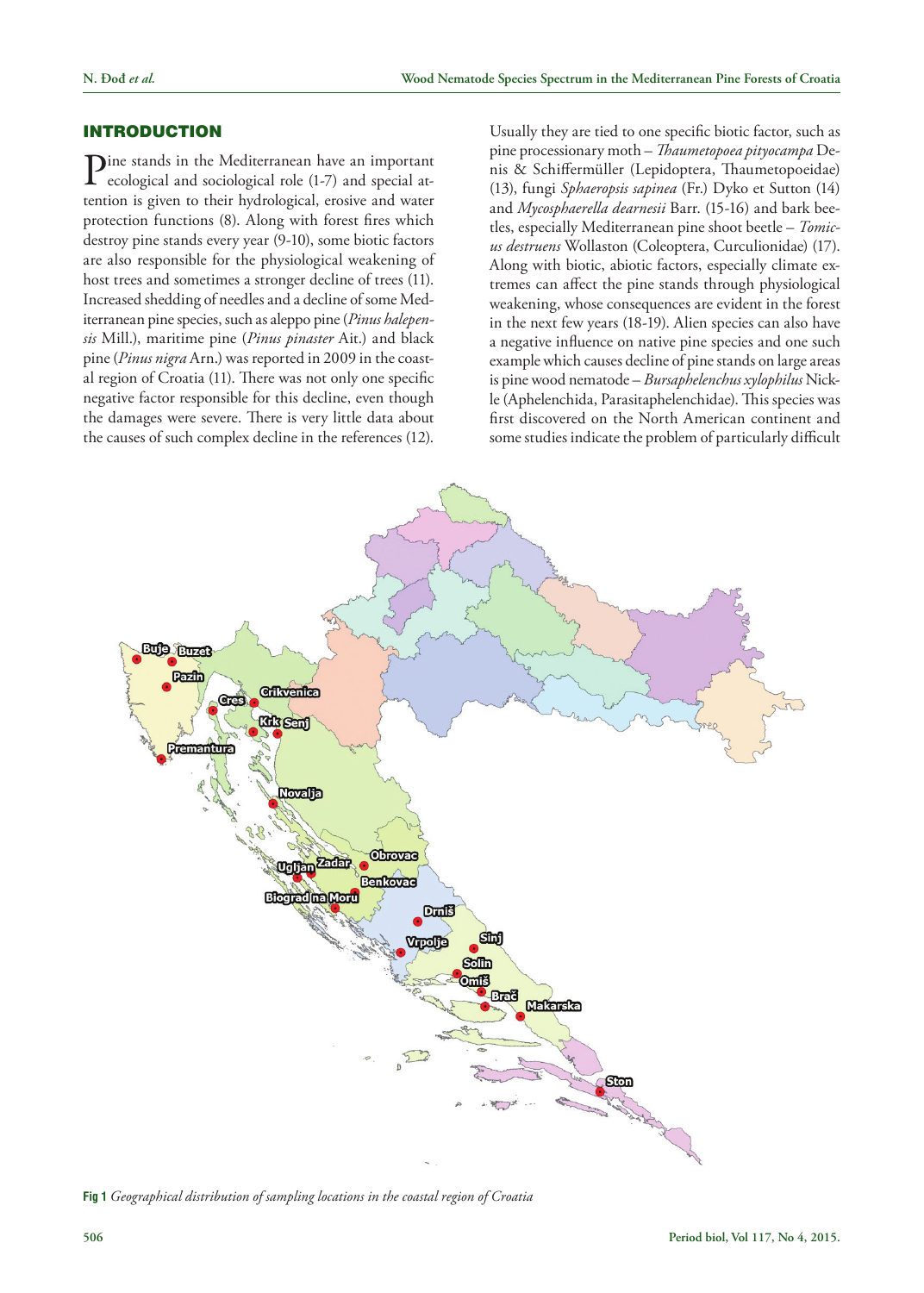## INTRODUCTION

Pine stands in the Mediterranean have an important ecological and sociological role (1-7) and special attention is given to their hydrological, erosive and water protection functions (8). Along with forest fires which destroy pine stands every year (9-10), some biotic factors are also responsible for the physiological weakening of host trees and sometimes a stronger decline of trees (11). Increased shedding of needles and a decline of some Mediterranean pine species, such as aleppo pine (*Pinus halepensis* Mill.), maritime pine (*Pinus pinaster* Ait.) and black pine (*Pinus nigra* Arn.) was reported in 2009 in the coastal region of Croatia (11). There was not only one specific negative factor responsible for this decline, even though the damages were severe. There is very little data about the causes of such complex decline in the references (12). Usually they are tied to one specific biotic factor, such as pine processionary moth – *Thaumetopoea pityocampa* Denis & Schiffermüller (Lepidoptera, Thaumetopoeidae) (13), fungi *Sphaeropsis sapinea* (Fr.) Dyko et Sutton (14) and *Mycosphaerella dearnesii* Barr. (15-16) and bark beetles, especially Mediterranean pine shoot beetle – *Tomicus destruens* Wollaston (Coleoptera, Curculionidae) (17). Along with biotic, abiotic factors, especially climate extremes can affect the pine stands through physiological weakening, whose consequences are evident in the forest in the next few years (18-19). Alien species can also have a negative influence on native pine species and one such example which causes decline of pine stands on large areas is pine wood nematode – *Bursaphelenchus xylophilus* Nickle (Aphelenchida, Parasitaphelenchidae). This species was first discovered on the North American continent and some studies indicate the problem of particularly difficult

**Fig 1** *Geographical distribution of sampling locations in the coastal region of Croatia*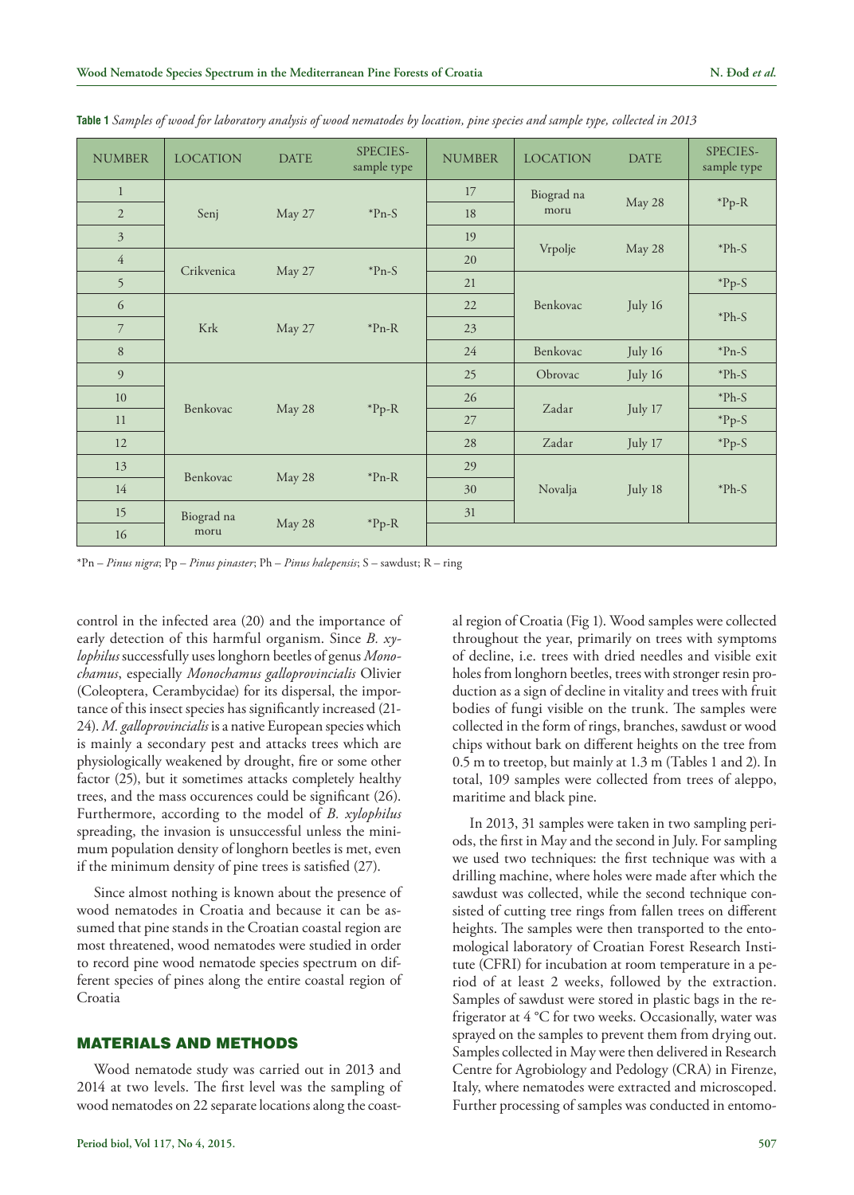**Table 1** *Samples of wood for laboratory analysis of wood nematodes by location, pine species and sample type, collected in 2013*

| NUMBER | LOCATION | DATE | SPECIES-sample type | NUMBER | LOCATION | DATE | SPECIES-sample type |
|---|---|---|---|---|---|---|---|
| 1 | Senj | May 27 | *Pn-S | 17 | Biograd na moru | May 28 | *Pp-R |
| 2 | | | | 18 | | | |
| 3 | | | | 19 | Vrpolje | May 28 | *Ph-S |
| 4 | Crikvenica | May 27 | *Pn-S | 20 | | | |
| 5 | | | | 21 | Benkovac | July 16 | *Pp-S |
| 6 | Krk | May 27 | *Pn-R | 22 | | | *Ph-S |
| 7 | | | | 23 | | | |
| 8 | | | | 24 | Benkovac | July 16 | *Pn-S |
| 9 | Benkovac | May 28 | *Pp-R | 25 | Obrovac | July 16 | *Ph-S |
| 10 | | | | 26 | Zadar | July 17 | *Ph-S |
| 11 | | | | 27 | | | *Pp-S |
| 12 | | | | 28 | Zadar | July 17 | *Pp-S |
| 13 | Benkovac | May 28 | *Pn-R | 29 | Novalja | July 18 | *Ph-S |
| 14 | | | | 30 | | | |
| 15 | Biograd na moru | May 28 | *Pp-R | 31 | | | |
| 16 | | | | | | | |

*Pn – *Pinus nigra*; Pp – *Pinus pinaster*; Ph – *Pinus halepensis*; S – sawdust; R – ring

control in the infected area (20) and the importance of early detection of this harmful organism. Since *B. xylophilus* successfully uses longhorn beetles of genus *Monochamus*, especially *Monochamus galloprovincialis* Olivier (Coleoptera, Cerambycidae) for its dispersal, the importance of this insect species has significantly increased (21-24). *M. galloprovincialis* is a native European species which is mainly a secondary pest and attacks trees which are physiologically weakened by drought, fire or some other factor (25), but it sometimes attacks completely healthy trees, and the mass occurences could be significant (26). Furthermore, according to the model of *B. xylophilus* spreading, the invasion is unsuccessful unless the minimum population density of longhorn beetles is met, even if the minimum density of pine trees is satisfied (27).

Since almost nothing is known about the presence of wood nematodes in Croatia and because it can be assumed that pine stands in the Croatian coastal region are most threatened, wood nematodes were studied in order to record pine wood nematode species spectrum on different species of pines along the entire coastal region of Croatia

## MATERIALS AND METHODS

Wood nematode study was carried out in 2013 and 2014 at two levels. The first level was the sampling of wood nematodes on 22 separate locations along the coastal region of Croatia (Fig 1). Wood samples were collected throughout the year, primarily on trees with symptoms of decline, i.e. trees with dried needles and visible exit holes from longhorn beetles, trees with stronger resin production as a sign of decline in vitality and trees with fruit bodies of fungi visible on the trunk. The samples were collected in the form of rings, branches, sawdust or wood chips without bark on different heights on the tree from 0.5 m to treetop, but mainly at 1.3 m (Tables 1 and 2). In total, 109 samples were collected from trees of aleppo, maritime and black pine.

In 2013, 31 samples were taken in two sampling periods, the first in May and the second in July. For sampling we used two techniques: the first technique was with a drilling machine, where holes were made after which the sawdust was collected, while the second technique consisted of cutting tree rings from fallen trees on different heights. The samples were then transported to the entomological laboratory of Croatian Forest Research Institute (CFRI) for incubation at room temperature in a period of at least 2 weeks, followed by the extraction. Samples of sawdust were stored in plastic bags in the refrigerator at 4 °C for two weeks. Occasionally, water was sprayed on the samples to prevent them from drying out. Samples collected in May were then delivered in Research Centre for Agrobiology and Pedology (CRA) in Firenze, Italy, where nematodes were extracted and microscoped. Further processing of samples was conducted in entomo-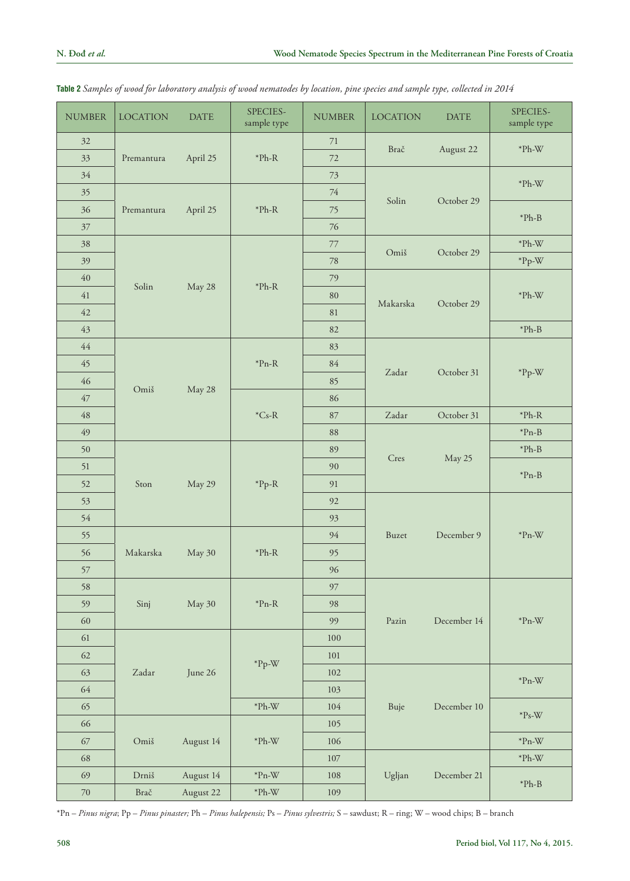**Table 2** *Samples of wood for laboratory analysis of wood nematodes by location, pine species and sample type, collected in 2014*

| NUMBER | LOCATION | DATE | SPECIES-sample type | NUMBER | LOCATION | DATE | SPECIES-sample type |
|---|---|---|---|---|---|---|---|
| 32 | Premantura | April 25 | *Ph-R | 71 | Brač | August 22 | *Ph-W |
| 33 | | | | 72 | | | |
| 34 | | | | 73 | Solin | October 29 | *Ph-W |
| 35 | Premantura | April 25 | *Ph-R | 74 | | | |
| 36 | | | | 75 | | | *Ph-B |
| 37 | | | | 76 | | | |
| 38 | Solin | May 28 | *Ph-R | 77 | Omiš | October 29 | *Ph-W |
| 39 | | | | 78 | | | *Pp-W |
| 40 | | | | 79 | Makarska | October 29 | *Ph-W |
| 41 | | | | 80 | | | |
| 42 | | | | 81 | | | |
| 43 | | | | 82 | | | *Ph-B |
| 44 | Omiš | May 28 | *Pn-R | 83 | Zadar | October 31 | *Pp-W |
| 45 | | | | 84 | | | |
| 46 | | | | 85 | | | |
| 47 | | | *Cs-R | 86 | | | |
| 48 | | | | 87 | Zadar | October 31 | *Ph-R |
| 49 | | | | 88 | Cres | May 25 | *Pn-B |
| 50 | Ston | May 29 | *Pp-R | 89 | | | *Ph-B |
| 51 | | | | 90 | | | *Pn-B |
| 52 | | | | 91 | | | |
| 53 | | | | 92 | Buzet | December 9 | *Pn-W |
| 54 | | | | 93 | | | |
| 55 | Makarska | May 30 | *Ph-R | 94 | | | |
| 56 | | | | 95 | | | |
| 57 | | | | 96 | | | |
| 58 | Sinj | May 30 | *Pn-R | 97 | Pazin | December 14 | *Pn-W |
| 59 | | | | 98 | | | |
| 60 | | | | 99 | | | |
| 61 | Zadar | June 26 | *Pp-W | 100 | | | |
| 62 | | | | 101 | | | |
| 63 | | | | 102 | Buje | December 10 | *Pn-W |
| 64 | | | | 103 | | | |
| 65 | | | *Ph-W | 104 | | | *Ps-W |
| 66 | Omiš | August 14 | *Ph-W | 105 | | | |
| 67 | | | | 106 | | | *Pn-W |
| 68 | | | | 107 | Ugljan | December 21 | *Ph-W |
| 69 | Drniš | August 14 | *Pn-W | 108 | | | *Ph-B |
| 70 | Brač | August 22 | *Ph-W | 109 | | | |

*Pn – *Pinus nigra*; Pp – *Pinus pinaster;* Ph – *Pinus halepensis;* Ps – *Pinus sylvestris;* S – sawdust; R – ring; W – wood chips; B – branch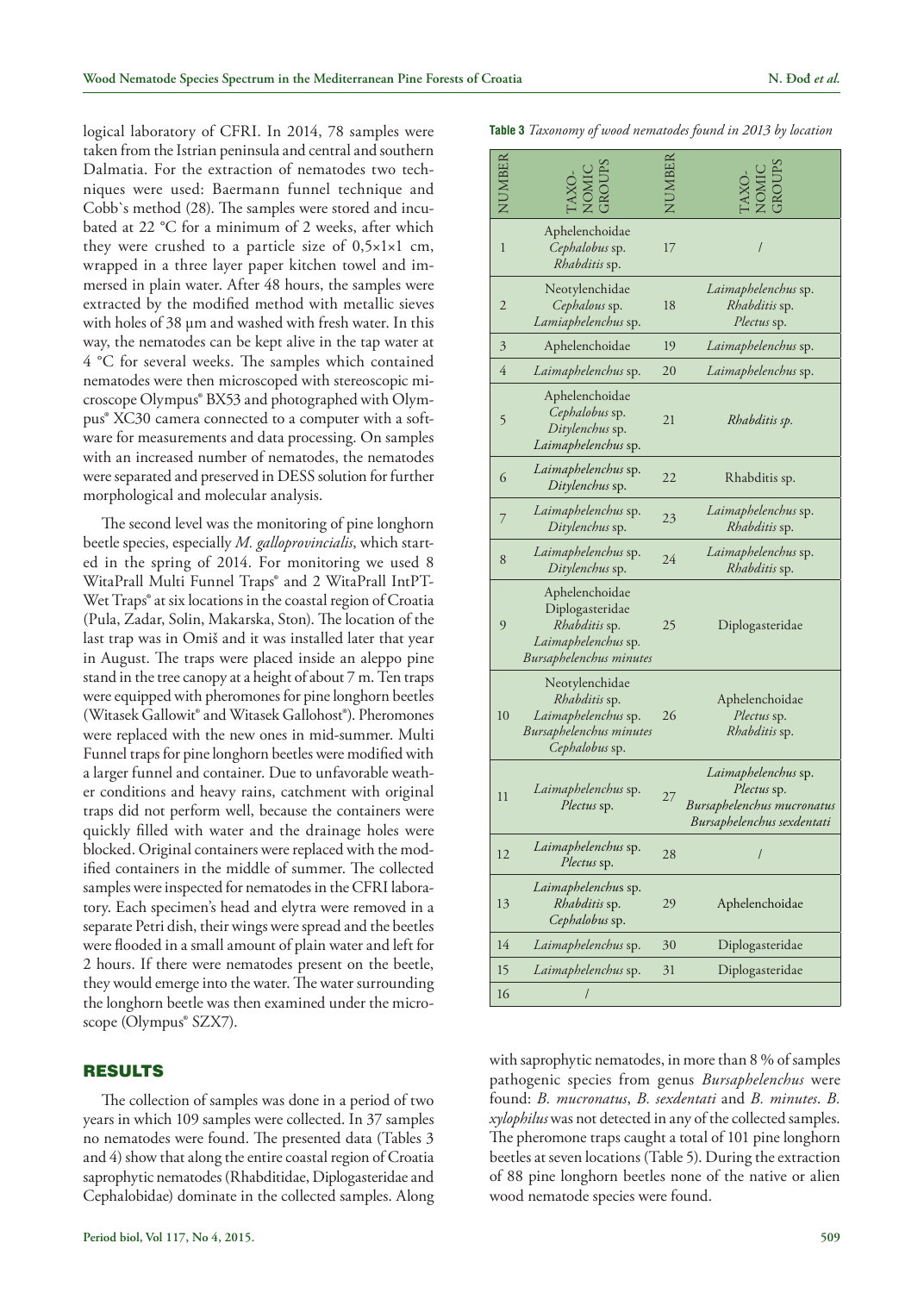logical laboratory of CFRI. In 2014, 78 samples were taken from the Istrian peninsula and central and southern Dalmatia. For the extraction of nematodes two techniques were used: Baermann funnel technique and Cobb`s method (28). The samples were stored and incubated at 22 °C for a minimum of 2 weeks, after which they were crushed to a particle size of 0,5×1×1 cm, wrapped in a three layer paper kitchen towel and immersed in plain water. After 48 hours, the samples were extracted by the modified method with metallic sieves with holes of 38 µm and washed with fresh water. In this way, the nematodes can be kept alive in the tap water at 4 °C for several weeks. The samples which contained nematodes were then microscoped with stereoscopic microscope Olympus® BX53 and photographed with Olympus® XC30 camera connected to a computer with a software for measurements and data processing. On samples with an increased number of nematodes, the nematodes were separated and preserved in DESS solution for further morphological and molecular analysis.

The second level was the monitoring of pine longhorn beetle species, especially *M. galloprovincialis*, which started in the spring of 2014. For monitoring we used 8 WitaPrall Multi Funnel Traps® and 2 WitaPrall IntPT-Wet Traps® at six locations in the coastal region of Croatia (Pula, Zadar, Solin, Makarska, Ston). The location of the last trap was in Omiš and it was installed later that year in August. The traps were placed inside an aleppo pine stand in the tree canopy at a height of about 7 m. Ten traps were equipped with pheromones for pine longhorn beetles (Witasek Gallowit® and Witasek Gallohost®). Pheromones were replaced with the new ones in mid-summer. Multi Funnel traps for pine longhorn beetles were modified with a larger funnel and container. Due to unfavorable weather conditions and heavy rains, catchment with original traps did not perform well, because the containers were quickly filled with water and the drainage holes were blocked. Original containers were replaced with the modified containers in the middle of summer. The collected samples were inspected for nematodes in the CFRI laboratory. Each specimen's head and elytra were removed in a separate Petri dish, their wings were spread and the beetles were flooded in a small amount of plain water and left for 2 hours. If there were nematodes present on the beetle, they would emerge into the water. The water surrounding the longhorn beetle was then examined under the microscope (Olympus® SZX7).

## RESULTS

The collection of samples was done in a period of two years in which 109 samples were collected. In 37 samples no nematodes were found. The presented data (Tables 3 and 4) show that along the entire coastal region of Croatia saprophytic nematodes (Rhabditidae, Diplogasteridae and Cephalobidae) dominate in the collected samples. Along with saprophytic nematodes, in more than 8 % of samples pathogenic species from genus *Bursaphelenchus* were found: *B. mucronatus*, *B. sexdentati* and *B. minutes*. *B. xylophilus* was not detected in any of the collected samples. The pheromone traps caught a total of 101 pine longhorn beetles at seven locations (Table 5). During the extraction of 88 pine longhorn beetles none of the native or alien wood nematode species were found.

**Table 3** *Taxonomy of wood nematodes found in 2013 by location*

| NUMBER | TAXONOMIC GROUPS | NUMBER | TAXONOMIC GROUPS |
|---|---|---|---|
| 1 | Aphelenchoidae<br>*Cephalobus* sp.<br>*Rhabditis* sp. | 17 | / |
| 2 | Neotylenchidae<br>*Cephalous* sp.<br>*Lamiaphelenchus* sp. | 18 | *Laimaphelenchus* sp.<br>*Rhabditis* sp.<br>*Plectus* sp. |
| 3 | Aphelenchoidae | 19 | *Laimaphelenchus* sp. |
| 4 | *Laimaphelenchus* sp. | 20 | *Laimaphelenchus* sp. |
| 5 | Aphelenchoidae<br>*Cephalobus* sp.<br>*Ditylenchus* sp.<br>*Laimaphelenchus* sp. | 21 | *Rhabditis sp.* |
| 6 | *Laimaphelenchus* sp.<br>*Ditylenchus* sp. | 22 | Rhabditis sp. |
| 7 | *Laimaphelenchus* sp.<br>*Ditylenchus* sp. | 23 | *Laimaphelenchus* sp.<br>*Rhabditis* sp. |
| 8 | *Laimaphelenchus* sp.<br>*Ditylenchus* sp. | 24 | *Laimaphelenchus* sp.<br>*Rhabditis* sp. |
| 9 | Aphelenchoidae<br>Diplogasteridae<br>*Rhabditis* sp.<br>*Laimaphelenchus* sp.<br>*Bursaphelenchus minutes* | 25 | Diplogasteridae |
| 10 | Neotylenchidae<br>*Rhabditis* sp.<br>*Laimaphelenchus* sp.<br>*Bursaphelenchus minutes*<br>*Cephalobus* sp. | 26 | Aphelenchoidae<br>*Plectus* sp.<br>*Rhabditis* sp. |
| 11 | *Laimaphelenchus* sp.<br>*Plectus* sp. | 27 | *Laimaphelenchus* sp.<br>*Plectus* sp.<br>*Bursaphelenchus mucronatus*<br>*Bursaphelenchus sexdentati* |
| 12 | *Laimaphelenchus* sp.<br>*Plectus* sp. | 28 | / |
| 13 | *Laimaphelenchus* sp.<br>*Rhabditis* sp.<br>*Cephalobus* sp. | 29 | Aphelenchoidae |
| 14 | *Laimaphelenchus* sp. | 30 | Diplogasteridae |
| 15 | *Laimaphelenchus* sp. | 31 | Diplogasteridae |
| 16 | / | | |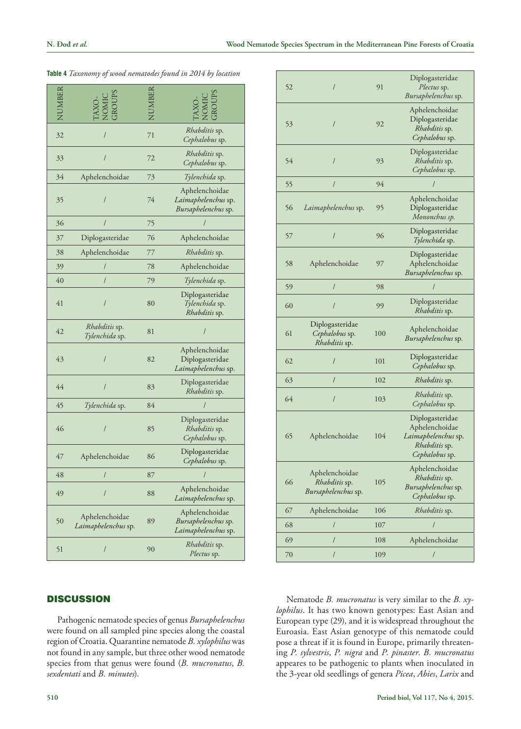**Table 4** *Taxonomy of wood nematodes found in 2014 by location*

| NUMBER | TAXONOMIC GROUPS | NUMBER | TAXONOMIC GROUPS |
|---|---|---|---|
| 32 | / | 71 | *Rhabditis* sp. *Cephalobus* sp. |
| 33 | / | 72 | *Rhabditis* sp. *Cephalobus* sp. |
| 34 | Aphelenchoidae | 73 | *Tylenchida* sp. |
| 35 | / | 74 | Aphelenchoidae *Laimaphelenchus* sp. *Bursaphelenchus* sp. |
| 36 | / | 75 | / |
| 37 | Diplogasteridae | 76 | Aphelenchoidae |
| 38 | Aphelenchoidae | 77 | *Rhabditis* sp. |
| 39 | / | 78 | Aphelenchoidae |
| 40 | / | 79 | *Tylenchida* sp. |
| 41 | / | 80 | Diplogasteridae *Tylenchida* sp. *Rhabditis* sp. |
| 42 | *Rhabditis* sp. *Tylenchida* sp. | 81 | / |
| 43 | / | 82 | Aphelenchoidae Diplogasteridae *Laimaphelenchus* sp. |
| 44 | / | 83 | Diplogasteridae *Rhabditis* sp. |
| 45 | *Tylenchida* sp. | 84 | / |
| 46 | / | 85 | Diplogasteridae *Rhabditis* sp. *Cephalobus* sp. |
| 47 | Aphelenchoidae | 86 | Diplogasteridae *Cephalobus* sp. |
| 48 | / | 87 | / |
| 49 | / | 88 | Aphelenchoidae *Laimaphelenchus* sp. |
| 50 | Aphelenchoidae *Laimaphelenchus* sp. | 89 | Aphelenchoidae *Bursaphelenchus* sp. *Laimaphelenchus* sp. |
| 51 | / | 90 | *Rhabditis* sp. *Plectus* sp. |
| 52 | / | 91 | Diplogasteridae *Plectus* sp. *Bursaphelenchus* sp. |
| 53 | / | 92 | Aphelenchoidae Diplogasteridae *Rhabditis* sp. *Cephalobus* sp. |
| 54 | / | 93 | Diplogasteridae *Rhabditis* sp. *Cephalobus* sp. |
| 55 | / | 94 | / |
| 56 | *Laimaphelenchus* sp. | 95 | Aphelenchoidae Diplogasteridae *Mononchus sp.* |
| 57 | / | 96 | Diplogasteridae *Tylenchida* sp. |
| 58 | Aphelenchoidae | 97 | Diplogasteridae Aphelenchoidae *Bursaphelenchus* sp. |
| 59 | / | 98 | / |
| 60 | / | 99 | Diplogasteridae *Rhabditis* sp. |
| 61 | Diplogasteridae *Cephalobus* sp. *Rhabditis* sp. | 100 | Aphelenchoidae *Bursaphelenchus* sp. |
| 62 | / | 101 | Diplogasteridae *Cephalobus* sp. |
| 63 | / | 102 | *Rhabditis* sp. |
| 64 | / | 103 | *Rhabditis* sp. *Cephalobus* sp. |
| 65 | Aphelenchoidae | 104 | Diplogasteridae Aphelenchoidae *Laimaphelenchus* sp. *Rhabditis* sp. *Cephalobus* sp. |
| 66 | Aphelenchoidae *Rhabditis* sp. *Bursaphelenchus* sp. | 105 | Aphelenchoidae *Rhabditis* sp. *Bursaphelenchus* sp. *Cephalobus* sp. |
| 67 | Aphelenchoidae | 106 | *Rhabditis* sp. |
| 68 | / | 107 | / |
| 69 | / | 108 | Aphelenchoidae |
| 70 | / | 109 | / |

## DISCUSSION

Pathogenic nematode species of genus *Bursaphelenchus* were found on all sampled pine species along the coastal region of Croatia. Quarantine nematode *B. xylophilus* was not found in any sample, but three other wood nematode species from that genus were found (*B. mucronatus*, *B. sexdentati* and *B. minutes*).

Nematode *B. mucronatus* is very similar to the *B. xylophilus*. It has two known genotypes: East Asian and European type (29), and it is widespread throughout the Euroasia. East Asian genotype of this nematode could pose a threat if it is found in Europe, primarily threatening *P. sylvestris*, *P. nigra* and *P. pinaster*. *B. mucronatus* appeares to be pathogenic to plants when inoculated in the 3-year old seedlings of genera *Picea*, *Abies*, *Larix* and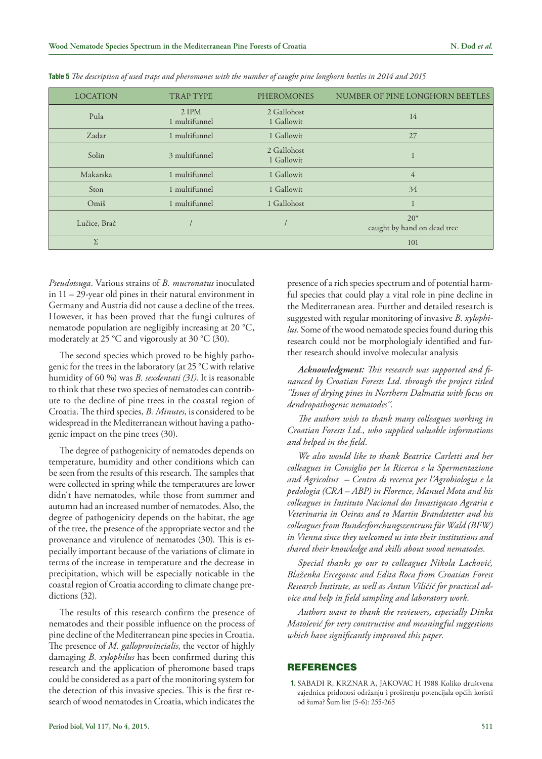**Table 5** *The description of used traps and pheromones with the number of caught pine longhorn beetles in 2014 and 2015*

| LOCATION | TRAP TYPE | PHEROMONES | NUMBER OF PINE LONGHORN BEETLES |
|---|---|---|---|
| Pula | 2 IPM<br>1 multifunnel | 2 Gallohost<br>1 Gallowit | 14 |
| Zadar | 1 multifunnel | 1 Gallowit | 27 |
| Solin | 3 multifunnel | 2 Gallohost<br>1 Gallowit | 1 |
| Makarska | 1 multifunnel | 1 Gallowit | 4 |
| Ston | 1 multifunnel | 1 Gallowit | 34 |
| Omiš | 1 multifunnel | 1 Gallohost | 1 |
| Lučice, Brač | / | / | 20*<br>caught by hand on dead tree |
| Σ | | | 101 |

*Pseudotsuga*. Various strains of *B. mucronatus* inoculated in 11 – 29-year old pines in their natural environment in Germany and Austria did not cause a decline of the trees. However, it has been proved that the fungi cultures of nematode population are negligibly increasing at 20 °C, moderately at 25 °C and vigorously at 30 °C (30).

The second species which proved to be highly pathogenic for the trees in the laboratory (at 25 °C with relative humidity of 60 %) was *B. sexdentati (31)*. It is reasonable to think that these two species of nematodes can contribute to the decline of pine trees in the coastal region of Croatia. The third species, *B. Minutes*, is considered to be widespread in the Mediterranean without having a pathogenic impact on the pine trees (30).

The degree of pathogenicity of nematodes depends on temperature, humidity and other conditions which can be seen from the results of this research. The samples that were collected in spring while the temperatures are lower didn`t have nematodes, while those from summer and autumn had an increased number of nematodes. Also, the degree of pathogenicity depends on the habitat, the age of the tree, the presence of the appropriate vector and the provenance and virulence of nematodes (30). This is especially important because of the variations of climate in terms of the increase in temperature and the decrease in precipitation, which will be especially noticable in the coastal region of Croatia according to climate change predictions (32).

The results of this research confirm the presence of nematodes and their possible influence on the process of pine decline of the Mediterranean pine species in Croatia. The presence of *M. galloprovincialis*, the vector of highly damaging *B. xylophilus* has been confirmed during this research and the application of pheromone based traps could be considered as a part of the monitoring system for the detection of this invasive species. This is the first research of wood nematodes in Croatia, which indicates the presence of a rich species spectrum and of potential harmful species that could play a vital role in pine decline in the Mediterranean area. Further and detailed research is suggested with regular monitoring of invasive *B. xylophilus*. Some of the wood nematode species found during this research could not be morphologialy identified and further research should involve molecular analysis

***Acknowledgment:*** *This research was supported and financed by Croatian Forests Ltd. through the project titled ''Issues of drying pines in Northern Dalmatia with focus on dendropathogenic nematodes''.*

*The authors wish to thank many colleagues working in Croatian Forests Ltd., who supplied valuable informations and helped in the field.*

*We also would like to thank Beatrice Carletti and her colleagues in Consiglio per la Ricerca e la Spermentazione and Agricoltur – Centro di recerca per l'Agrobiologia e la pedologia (CRA – ABP) in Florence, Manuel Mota and his colleagues in Instituto Nacional dos Invastigacao Agraria e Veterinaria in Oeiras and to Martin Brandstetter and his colleagues from Bundesforschungszentrum für Wald (BFW) in Vienna since they welcomed us into their institutions and shared their knowledge and skills about wood nematodes.*

*Special thanks go our to colleagues Nikola Lacković, Blaženka Ercegovac and Edita Roca from Croatian Forest Research Institute, as well as Antun Viličić for practical advice and help in field sampling and laboratory work.*

*Authors want to thank the reviewers, especially Dinka Matošević for very constructive and meaningful suggestions which have significantly improved this paper.*

## REFERENCES

1. SABADI R, KRZNAR A, JAKOVAC H 1988 Koliko društvena zajednica pridonosi održanju i proširenju potencijala općih koristi od šuma? Šum list (5-6): 255-265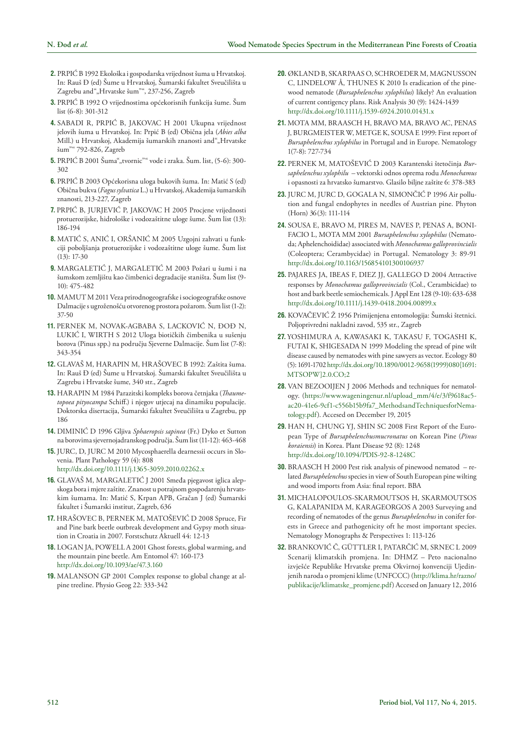2. PRPIĆ B 1992 Ekološka i gospodarska vrijednost šuma u Hrvatskoj. In: Rauš Đ (ed) Šume u Hrvatskoj, Šumarski fakultet Sveučilišta u Zagrebu and"„Hrvatske šum"", 237-256, Zagreb
3. PRPIĆ B 1992 O vrijednostima općekorisnih funkcija šume. Šum list (6-8): 301-312
4. SABADI R, PRPIĆ B, JAKOVAC H 2001 Ukupna vrijednost jelovih šuma u Hrvatskoj. In: Prpić B (ed) Obična jela (*Abies alba* Mill.) u Hrvatskoj, Akademija šumarskih znanosti and"„Hrvatske šum"" 792-826, Zagreb
5. PRPIĆ B 2001 Šuma"„tvornic"" vode i zraka. Šum. list, (5-6): 300-302
6. PRPIĆ B 2003 Općekorisna uloga bukovih šuma. In: Matić S (ed) Obična bukva (*Fagus sylvatica* L.) u Hrvatskoj, Akademija šumarskih znanosti, 213-227, Zagreb
7. PRPIĆ B, JURJEVIĆ P, JAKOVAC H 2005 Procjene vrijednosti protuerozijske, hidrološke i vodozaštitne uloge šume. Šum list (13): 186-194
8. MATIĆ S, ANIĆ I, ORŠANIĆ M 2005 Uzgojni zahvati u funkciji poboljšanja protuerozijske i vodozaštitne uloge šume. Šum list (13): 17-30
9. MARGALETIĆ J, MARGALETIĆ M 2003 Požari u šumi i na šumskom zemljištu kao čimbenici degradacije staništa. Šum list (9-10): 475-482
10. MAMUT M 2011 Veza prirodnogeografske i sociogeografske osnove Dalmacije s ugroženošću otvorenog prostora požarom. Šum list (1-2): 37-50
11. PERNEK M, NOVAK-AGBABA S, LACKOVIĆ N, ĐOĐ N, LUKIĆ I, WIRTH S 2012 Uloga biotičkih čimbenika u sušenju borova (Pinus spp.) na području Sjeverne Dalmacije. Šum list (7-8): 343-354
12. GLAVAŠ M, HARAPIN M, HRAŠOVEC B 1992: Zaštita šuma. In: Rauš Đ (ed) Šume u Hrvatskoj. Šumarski fakultet Sveučilišta u Zagrebu i Hrvatske šume, 340 str., Zagreb
13. HARAPIN M 1984 Parazitski kompleks borova četnjaka (*Thaumetopoea pityocampa* Schiff.) i njegov utjecaj na dinamiku populacije. Doktorska disertacija, Šumarski fakultet Sveučilišta u Zagrebu, pp 186
14. DIMINIĆ D 1996 Gljiva *Sphaeropsis sapinea* (Fr.) Dyko et Sutton na borovima sjevernojadranskog područja. Šum list (11-12): 463-468
15. JURC, D, JURC M 2010 Mycosphaerella dearnessii occurs in Slovenia. Plant Pathology 59 (4): 808 http://dx.doi.org/10.1111/j.1365-3059.2010.02262.x
16. GLAVAŠ M, MARGALETIĆ J 2001 Smeđa pjegavost iglica alepskoga bora i mjere zaštite. Znanost u potrajnom gospodarenju hrvatskim šumama. In: Matić S, Krpan APB, Gračan J (ed) Šumarski fakultet i Šumarski institut, Zagreb, 636
17. HRAŠOVEC B, PERNEK M, MATOŠEVIĆ D 2008 Spruce, Fir and Pine bark beetle outbreak development and Gypsy moth situation in Croatia in 2007. Forstschutz Aktuell 44: 12-13
18. LOGAN JA, POWELL A 2001 Ghost forests, global warming, and the mountain pine beetle. Am Entomol 47: 160-173 http://dx.doi.org/10.1093/ae/47.3.160
19. MALANSON GP 2001 Complex response to global change at alpine treeline. Physio Geog 22: 333-342
20. ØKLAND B, SKARPAAS O, SCHROEDER M, MAGNUSSON C, LINDELOW Å, THUNES K 2010 Is eradication of the pinewood nematode (*Bursaphelenchus xylophilus*) likely? An evaluation of current contigency plans. Risk Analysis 30 (9): 1424-1439 http://dx.doi.org/10.1111/j.1539-6924.2010.01431.x
21. MOTA MM, BRAASCH H, BRAVO MA, BRAVO AC, PENAS J, BURGMEISTER W, METGE K, SOUSA E 1999: First report of *Bursaphelenchus xylophilus* in Portugal and in Europe. Nematology 1(7-8): 727-734
22. PERNEK M, MATOŠEVIĆ D 2003 Karantenski štetočinja *Bursaphelenchus xylophilu* – vektorski odnos oprema rodu *Monochamus* i opasnosti za hrvatsko šumarstvo. Glasilo biljne zaštite 6: 378-383
23. JURC M, JURC D, GOGALA N, SIMONČIĆ P 1996 Air pollution and fungal endophytes in needles of Austrian pine. Phyton (Horn) 36(3): 111-114
24. SOUSA E, BRAVO M, PIRES M, NAVES P, PENAS A, BONIFACIO L, MOTA MM 2001 *Bursaphelenchus xylophilus* (Nematoda; Aphelenchoididae) associated with *Monochamus galloprovincialis* (Coleoptera; Cerambycidae) in Portugal. Nematology 3: 89-91 http://dx.doi.org/10.1163/156854101300106937
25. PAJARES JA, IBEAS F, DIEZ JJ, GALLEGO D 2004 Attractive responses by *Monochamus galloprovincialis* (Col., Cerambicidae) to host and bark beetle semiochemicals. J Appl Ent 128 (9-10): 633-638 http://dx.doi.org/10.1111/j.1439-0418.2004.00899.x
26. KOVAČEVIĆ Ž 1956 Primijenjena entomologija: Šumski štetnici. Poljoprivredni nakladni zavod, 535 str., Zagreb
27. YOSHIMURA A, KAWASAKI K, TAKASU F, TOGASHI K, FUTAI K, SHIGESADA N 1999 Modeling the spread of pine wilt disease caused by nematodes with pine sawyers as vector. Ecology 80 (5): 1691-1702 http://dx.doi.org/10.1890/0012-9658(1999)080[1691:MTSOPW]2.0.CO;2
28. VAN BEZOOIJEN J 2006 Methods and techniques for nematology. (https://www.wageningenur.nl/upload_mm/4/e/3/f9618ac5-ac20-41e6-9cf1-c556b15b9fa7_MethodsandTechniquesforNematology.pdf). Accesed on December 19, 2015
29. HAN H, CHUNG YJ, SHIN SC 2008 First Report of the European Type of *Bursaphelenchusmucronatus* on Korean Pine (*Pinus koraiensis*) in Korea. Plant Disease 92 (8): 1248 http://dx.doi.org/10.1094/PDIS-92-8-1248C
30. BRAASCH H 2000 Pest risk analysis of pinewood nematod – related *Bursaphelenchus* species in view of South European pine wilting and wood imports from Asia: final report. BBA
31. MICHALOPOULOS-SKARMOUTSOS H, SKARMOUTSOS G, KALAPANIDA M, KARAGEORGOS A 2003 Surveying and recording of nematodes of the genus *Bursaphelenchus* in conifer forests in Greece and pathogenicity oft he most important species. Nematology Monographs & Perspectives 1: 113-126
32. BRANKOVIĆ Č, GÜTTLER I, PATARČIĆ M, SRNEC L 2009 Scenarij klimatskih promjena. In: DHMZ – Peto nacionalno izvješće Republike Hrvatske prema Okvirnoj konvenciji Ujedinjenih naroda o promjeni klime (UNFCCC) (http://klima.hr/razno/publikacije/klimatske_promjene.pdf) Accesed on January 12, 2016